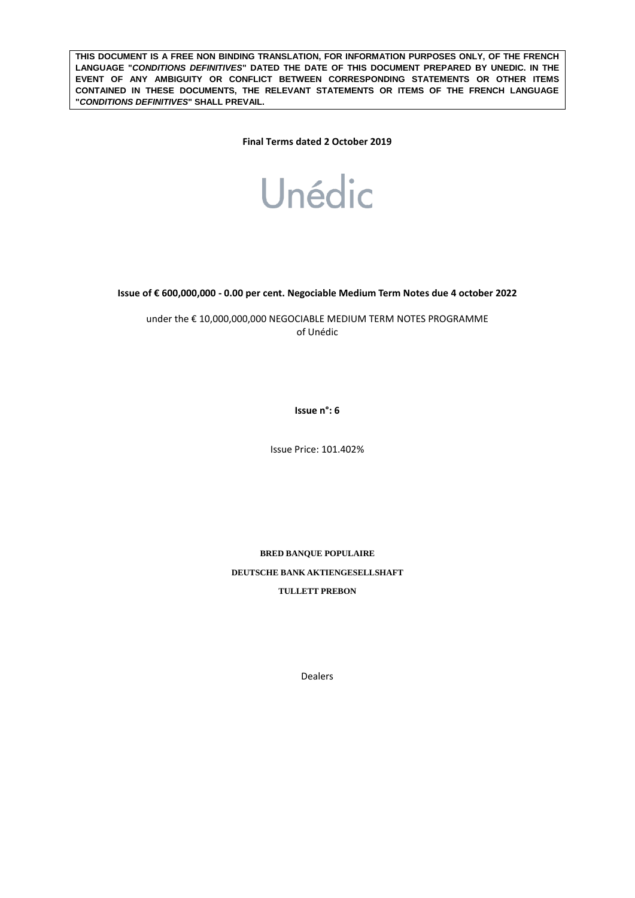**THIS DOCUMENT IS A FREE NON BINDING TRANSLATION, FOR INFORMATION PURPOSES ONLY, OF THE FRENCH LANGUAGE "*CONDITIONS DEFINITIVES*" DATED THE DATE OF THIS DOCUMENT PREPARED BY UNEDIC. IN THE EVENT OF ANY AMBIGUITY OR CONFLICT BETWEEN CORRESPONDING STATEMENTS OR OTHER ITEMS CONTAINED IN THESE DOCUMENTS, THE RELEVANT STATEMENTS OR ITEMS OF THE FRENCH LANGUAGE "*CONDITIONS DEFINITIVES*" SHALL PREVAIL.**

**Final Terms dated 2 October 2019**

Unédic

**Issue of € 600,000,000 - 0.00 per cent. Negociable Medium Term Notes due 4 october 2022**

under the € 10,000,000,000 NEGOCIABLE MEDIUM TERM NOTES PROGRAMME
of Unédic

**Issue n°: 6**

Issue Price: 101.402%

**BRED BANQUE POPULAIRE**

**DEUTSCHE BANK AKTIENGESELLSHAFT**

**TULLETT PREBON**

Dealers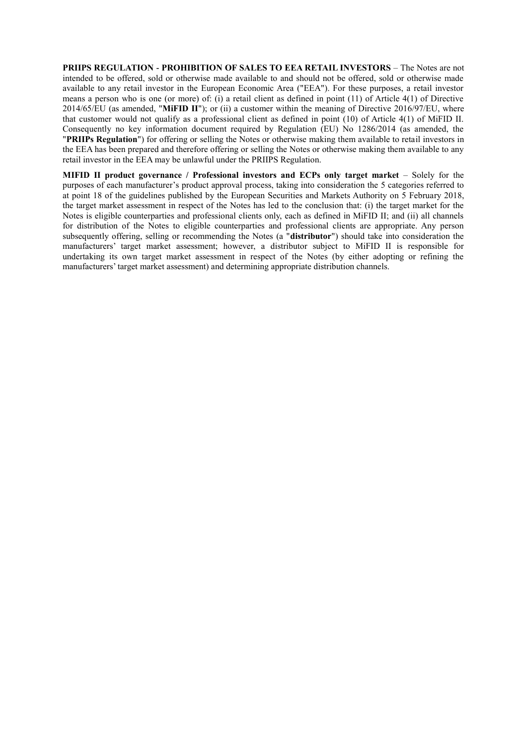**PRIIPS REGULATION - PROHIBITION OF SALES TO EEA RETAIL INVESTORS** – The Notes are not intended to be offered, sold or otherwise made available to and should not be offered, sold or otherwise made available to any retail investor in the European Economic Area ("EEA"). For these purposes, a retail investor means a person who is one (or more) of: (i) a retail client as defined in point (11) of Article 4(1) of Directive 2014/65/EU (as amended, "**MiFID II**"); or (ii) a customer within the meaning of Directive 2016/97/EU, where that customer would not qualify as a professional client as defined in point (10) of Article 4(1) of MiFID II. Consequently no key information document required by Regulation (EU) No 1286/2014 (as amended, the "**PRIIPs Regulation**") for offering or selling the Notes or otherwise making them available to retail investors in the EEA has been prepared and therefore offering or selling the Notes or otherwise making them available to any retail investor in the EEA may be unlawful under the PRIIPS Regulation.

**MIFID II product governance / Professional investors and ECPs only target market** – Solely for the purposes of each manufacturer's product approval process, taking into consideration the 5 categories referred to at point 18 of the guidelines published by the European Securities and Markets Authority on 5 February 2018, the target market assessment in respect of the Notes has led to the conclusion that: (i) the target market for the Notes is eligible counterparties and professional clients only, each as defined in MiFID II; and (ii) all channels for distribution of the Notes to eligible counterparties and professional clients are appropriate. Any person subsequently offering, selling or recommending the Notes (a "**distributor**") should take into consideration the manufacturers' target market assessment; however, a distributor subject to MiFID II is responsible for undertaking its own target market assessment in respect of the Notes (by either adopting or refining the manufacturers' target market assessment) and determining appropriate distribution channels.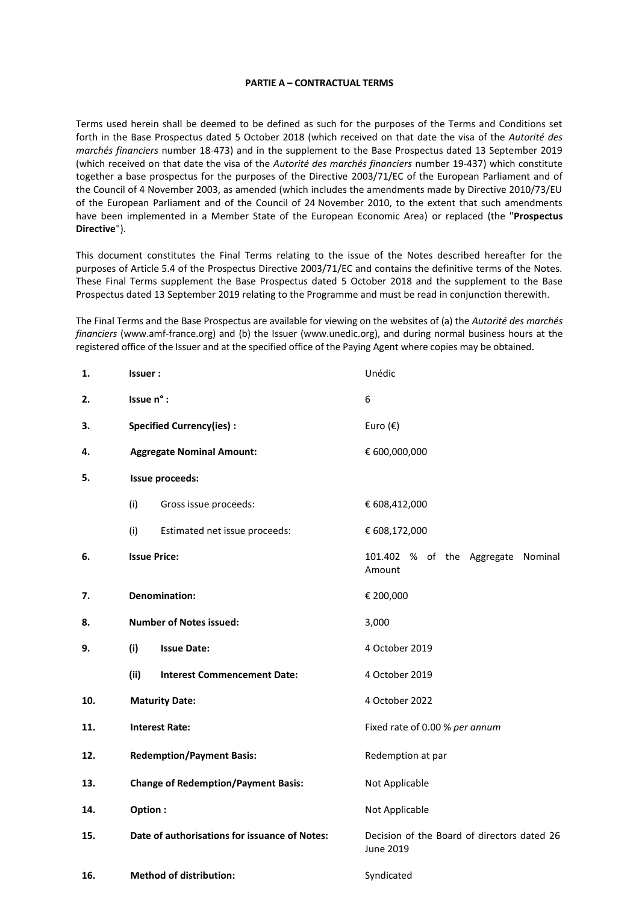**PARTIE A – CONTRACTUAL TERMS**

Terms used herein shall be deemed to be defined as such for the purposes of the Terms and Conditions set forth in the Base Prospectus dated 5 October 2018 (which received on that date the visa of the *Autorité des marchés financiers* number 18-473) and in the supplement to the Base Prospectus dated 13 September 2019 (which received on that date the visa of the *Autorité des marchés financiers* number 19-437) which constitute together a base prospectus for the purposes of the Directive 2003/71/EC of the European Parliament and of the Council of 4 November 2003, as amended (which includes the amendments made by Directive 2010/73/EU of the European Parliament and of the Council of 24 November 2010, to the extent that such amendments have been implemented in a Member State of the European Economic Area) or replaced (the "**Prospectus Directive**").

This document constitutes the Final Terms relating to the issue of the Notes described hereafter for the purposes of Article 5.4 of the Prospectus Directive 2003/71/EC and contains the definitive terms of the Notes. These Final Terms supplement the Base Prospectus dated 5 October 2018 and the supplement to the Base Prospectus dated 13 September 2019 relating to the Programme and must be read in conjunction therewith.

The Final Terms and the Base Prospectus are available for viewing on the websites of (a) the *Autorité des marchés financiers* (www.amf-france.org) and (b) the Issuer (www.unedic.org), and during normal business hours at the registered office of the Issuer and at the specified office of the Paying Agent where copies may be obtained.

| | | |
|---|---|---|
| **1.** | **Issuer :** | Unédic |
| **2.** | **Issue n° :** | 6 |
| **3.** | **Specified Currency(ies) :** | Euro (€) |
| **4.** | **Aggregate Nominal Amount:** | € 600,000,000 |
| **5.** | **Issue proceeds:** | |
| | (i) Gross issue proceeds: | € 608,412,000 |
| | (i) Estimated net issue proceeds: | € 608,172,000 |
| **6.** | **Issue Price:** | 101.402 % of the Aggregate Nominal Amount |
| **7.** | **Denomination:** | € 200,000 |
| **8.** | **Number of Notes issued:** | 3,000 |
| **9.** | **(i) Issue Date:** | 4 October 2019 |
| | **(ii) Interest Commencement Date:** | 4 October 2019 |
| **10.** | **Maturity Date:** | 4 October 2022 |
| **11.** | **Interest Rate:** | Fixed rate of 0.00 % *per annum* |
| **12.** | **Redemption/Payment Basis:** | Redemption at par |
| **13.** | **Change of Redemption/Payment Basis:** | Not Applicable |
| **14.** | **Option :** | Not Applicable |
| **15.** | **Date of authorisations for issuance of Notes:** | Decision of the Board of directors dated 26 June 2019 |
| **16.** | **Method of distribution:** | Syndicated |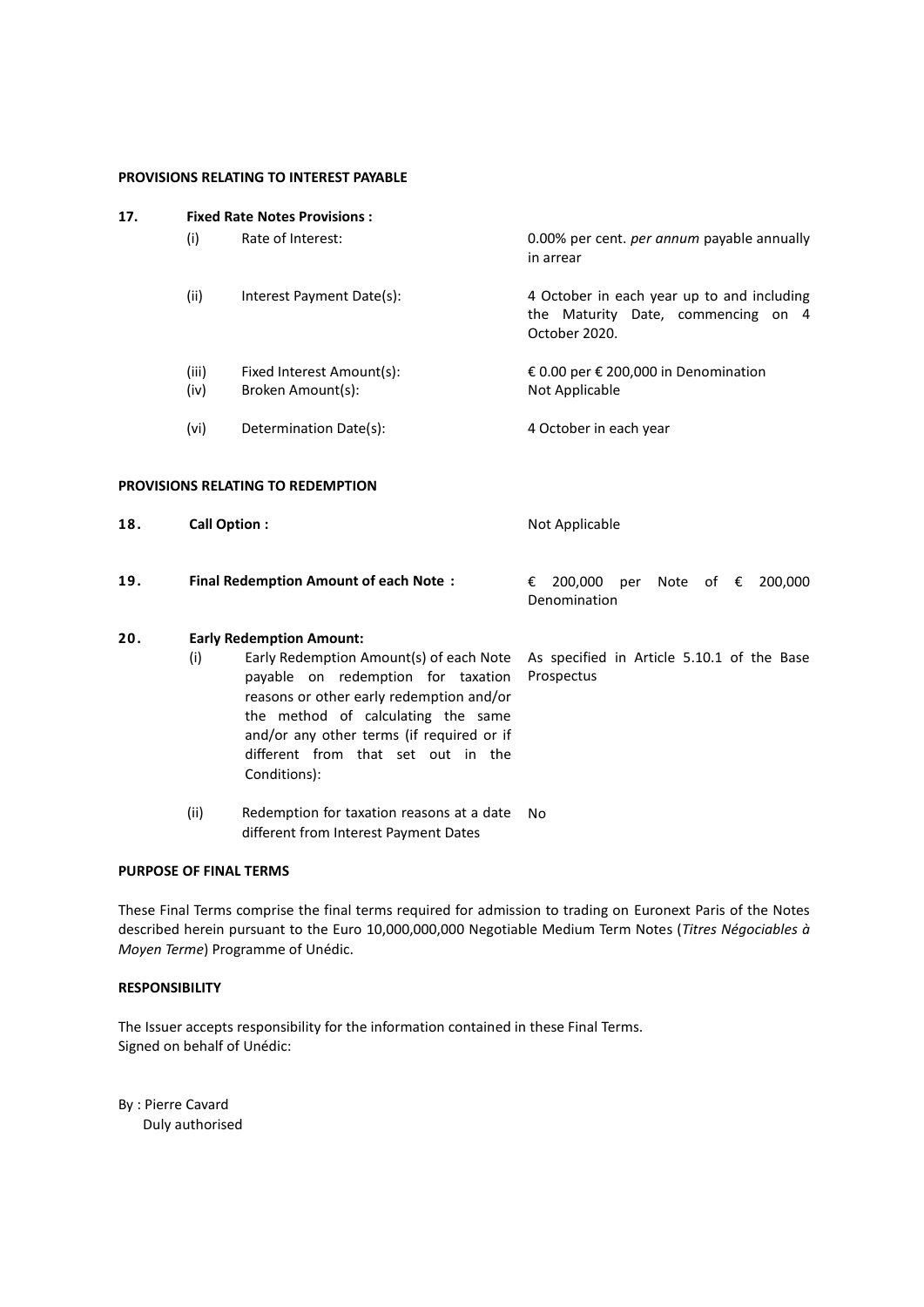**PROVISIONS RELATING TO INTEREST PAYABLE**

| | | | |
|---|---|---|---|
| **17.** | **Fixed Rate Notes Provisions :** | | |
| | (i) | Rate of Interest: | 0.00% per cent. *per annum* payable annually in arrear |
| | (ii) | Interest Payment Date(s): | 4 October in each year up to and including the Maturity Date, commencing on 4 October 2020. |
| | (iii) | Fixed Interest Amount(s): | € 0.00 per € 200,000 in Denomination |
| | (iv) | Broken Amount(s): | Not Applicable |
| | (vi) | Determination Date(s): | 4 October in each year |

**PROVISIONS RELATING TO REDEMPTION**

| | | | |
|---|---|---|---|
| **18.** | **Call Option :** | | Not Applicable |
| **19.** | **Final Redemption Amount of each Note :** | | € 200,000 per Note of € 200,000 Denomination |
| **20.** | **Early Redemption Amount:** | | |
| | (i) | Early Redemption Amount(s) of each Note payable on redemption for taxation reasons or other early redemption and/or the method of calculating the same and/or any other terms (if required or if different from that set out in the Conditions): | As specified in Article 5.10.1 of the Base Prospectus |
| | (ii) | Redemption for taxation reasons at a date different from Interest Payment Dates | No |

**PURPOSE OF FINAL TERMS**

These Final Terms comprise the final terms required for admission to trading on Euronext Paris of the Notes described herein pursuant to the Euro 10,000,000,000 Negotiable Medium Term Notes (*Titres Négociables à Moyen Terme*) Programme of Unédic.

**RESPONSIBILITY**

The Issuer accepts responsibility for the information contained in these Final Terms.
Signed on behalf of Unédic:

By : Pierre Cavard
Duly authorised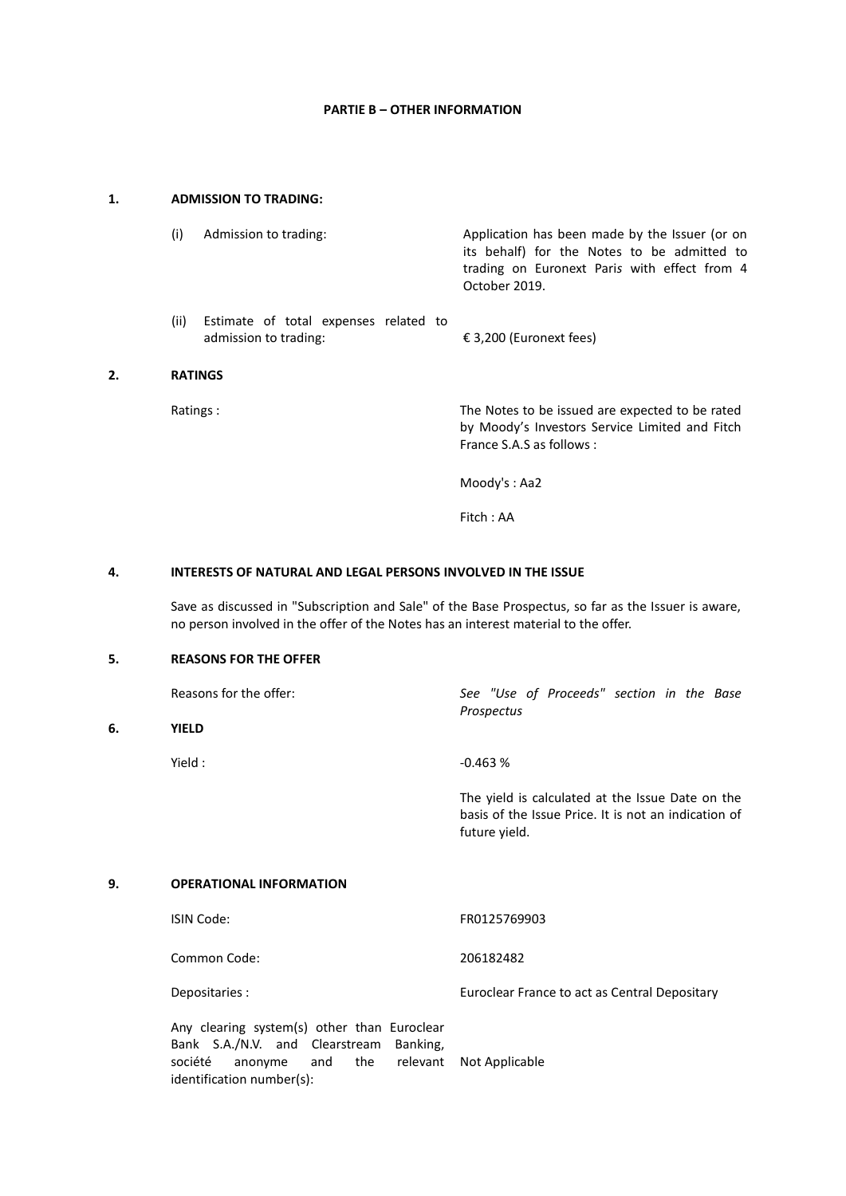## PARTIE B – OTHER INFORMATION

### 1. ADMISSION TO TRADING:

| | |
|---|---|
| (i) Admission to trading: | Application has been made by the Issuer (or on its behalf) for the Notes to be admitted to trading on Euronext Paris with effect from 4 October 2019. |
| (ii) Estimate of total expenses related to admission to trading: | € 3,200 (Euronext fees) |

### 2. RATINGS

| | |
|---|---|
| Ratings : | The Notes to be issued are expected to be rated by Moody's Investors Service Limited and Fitch France S.A.S as follows :<br><br>Moody's : Aa2<br><br>Fitch : AA |

### 4. INTERESTS OF NATURAL AND LEGAL PERSONS INVOLVED IN THE ISSUE

Save as discussed in "Subscription and Sale" of the Base Prospectus, so far as the Issuer is aware, no person involved in the offer of the Notes has an interest material to the offer.

### 5. REASONS FOR THE OFFER

| | |
|---|---|
| Reasons for the offer: | *See "Use of Proceeds" section in the Base Prospectus* |

### 6. YIELD

| | |
|---|---|
| Yield : | -0.463 %<br><br>The yield is calculated at the Issue Date on the basis of the Issue Price. It is not an indication of future yield. |

### 9. OPERATIONAL INFORMATION

| | |
|---|---|
| ISIN Code: | FR0125769903 |
| Common Code: | 206182482 |
| Depositaries : | Euroclear France to act as Central Depositary |
| Any clearing system(s) other than Euroclear Bank S.A./N.V. and Clearstream Banking, société anonyme and the relevant identification number(s): | Not Applicable |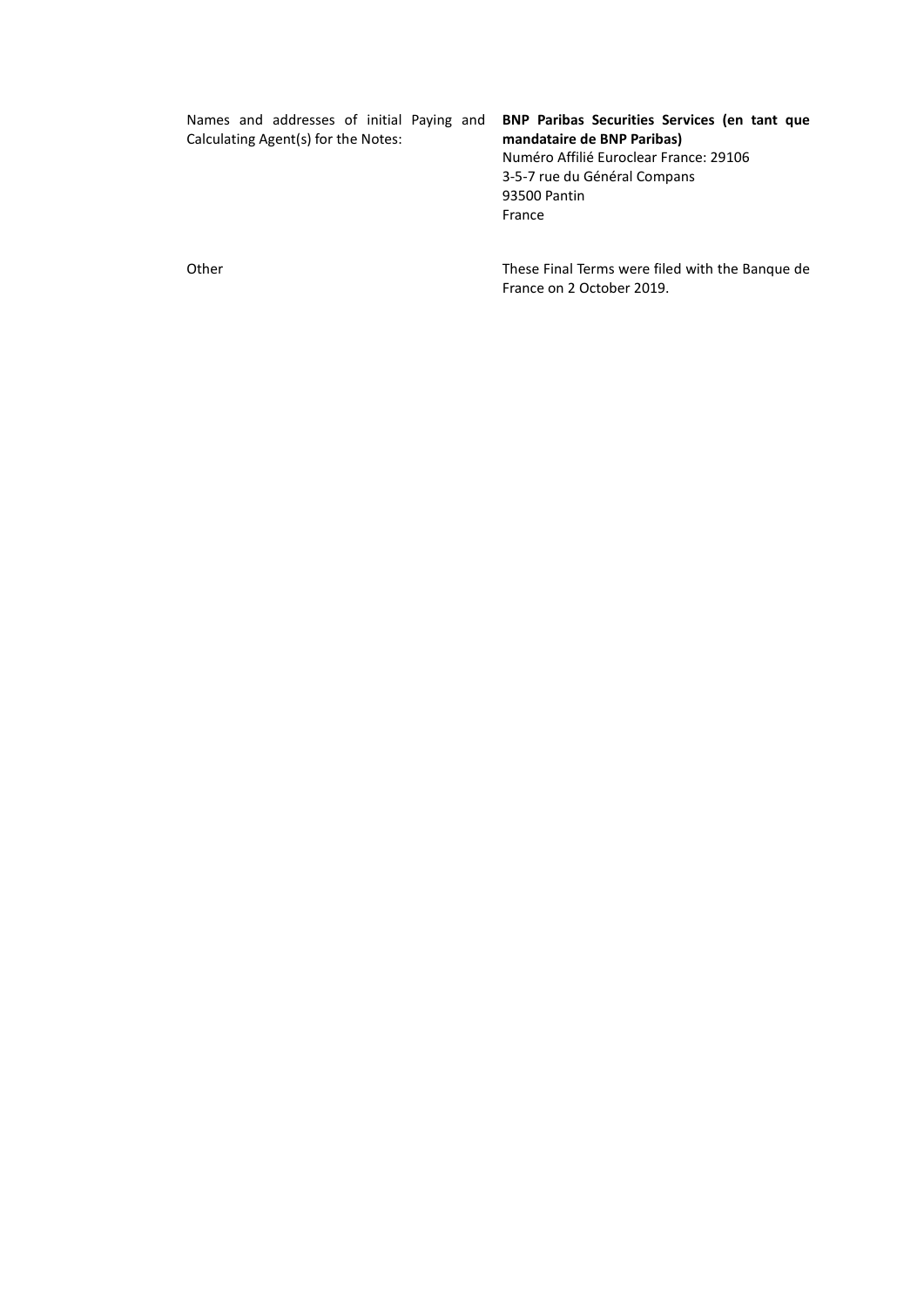| | |
|---|---|
| Names and addresses of initial Paying and Calculating Agent(s) for the Notes: | **BNP Paribas Securities Services (en tant que mandataire de BNP Paribas)**<br>Numéro Affilié Euroclear France: 29106<br>3-5-7 rue du Général Compans<br>93500 Pantin<br>France |
| Other | These Final Terms were filed with the Banque de France on 2 October 2019. |